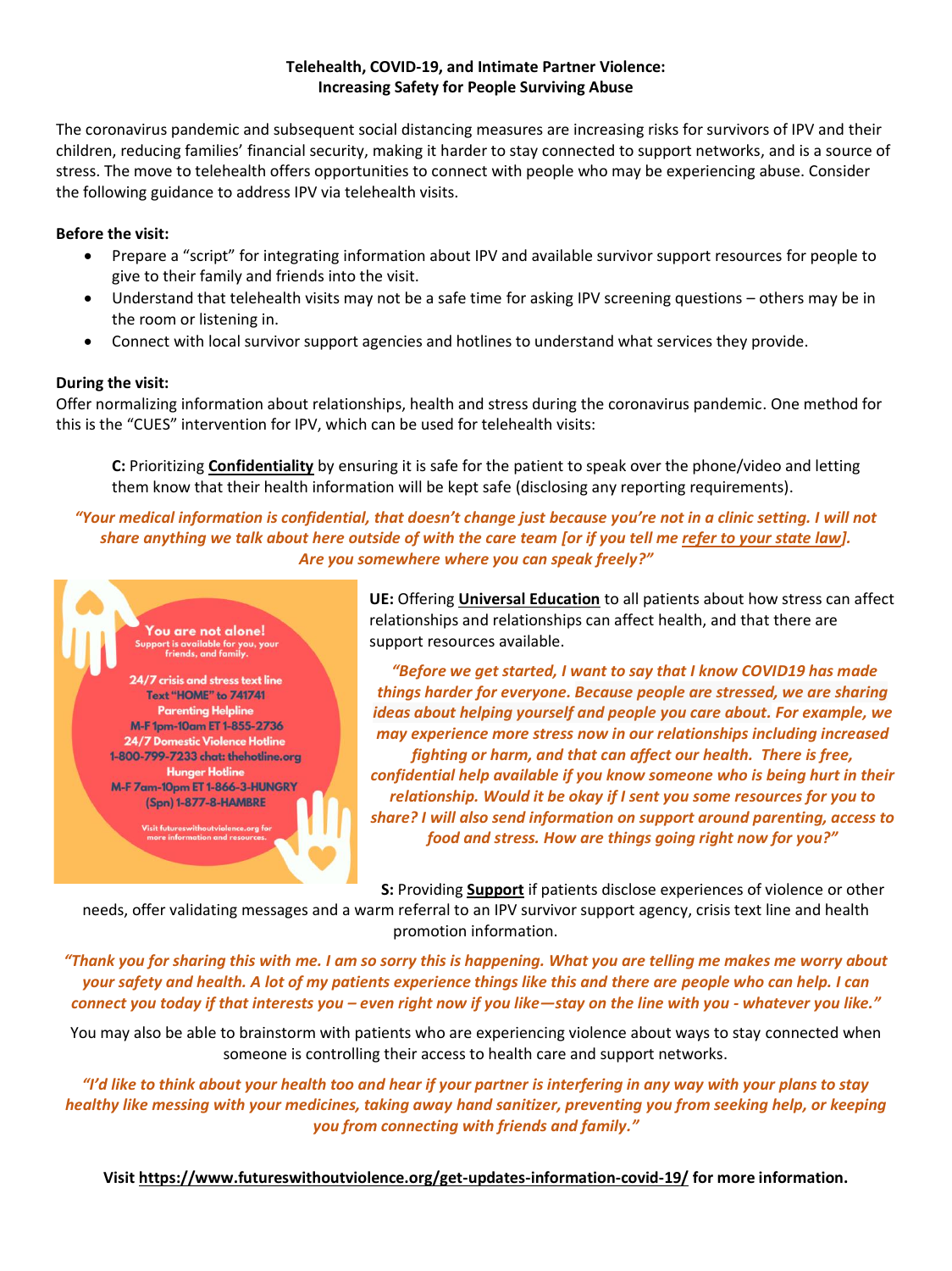**Telehealth, COVID-19, and Intimate Partner Violence:**
**Increasing Safety for People Surviving Abuse**

The coronavirus pandemic and subsequent social distancing measures are increasing risks for survivors of IPV and their children, reducing families' financial security, making it harder to stay connected to support networks, and is a source of stress. The move to telehealth offers opportunities to connect with people who may be experiencing abuse. Consider the following guidance to address IPV via telehealth visits.

**Before the visit:**

- Prepare a "script" for integrating information about IPV and available survivor support resources for people to give to their family and friends into the visit.
- Understand that telehealth visits may not be a safe time for asking IPV screening questions – others may be in the room or listening in.
- Connect with local survivor support agencies and hotlines to understand what services they provide.

**During the visit:**

Offer normalizing information about relationships, health and stress during the coronavirus pandemic. One method for this is the "CUES" intervention for IPV, which can be used for telehealth visits:

**C:** Prioritizing **Confidentiality** by ensuring it is safe for the patient to speak over the phone/video and letting them know that their health information will be kept safe (disclosing any reporting requirements).

***"Your medical information is confidential, that doesn't change just because you're not in a clinic setting. I will not share anything we talk about here outside of with the care team [or if you tell me refer to your state law]. Are you somewhere where you can speak freely?"***

You are not alone!
Support is available for you, your friends, and family.

24/7 crisis and stress text line
Text "HOME" to 741741
Parenting Helpline
M-F 1pm-10am ET 1-855-2736
24/7 Domestic Violence Hotline
1-800-799-7233 chat: thehotline.org
Hunger Hotline
M-F 7am-10pm ET 1-866-3-HUNGRY
(Spn) 1-877-8-HAMBRE

Visit futureswithoutviolence.org for more information and resources.

**UE:** Offering **Universal Education** to all patients about how stress can affect relationships and relationships can affect health, and that there are support resources available.

***"Before we get started, I want to say that I know COVID19 has made things harder for everyone. Because people are stressed, we are sharing ideas about helping yourself and people you care about. For example, we may experience more stress now in our relationships including increased fighting or harm, and that can affect our health. There is free, confidential help available if you know someone who is being hurt in their relationship. Would it be okay if I sent you some resources for you to share? I will also send information on support around parenting, access to food and stress. How are things going right now for you?"***

**S:** Providing **Support** if patients disclose experiences of violence or other needs, offer validating messages and a warm referral to an IPV survivor support agency, crisis text line and health promotion information.

***"Thank you for sharing this with me. I am so sorry this is happening. What you are telling me makes me worry about your safety and health. A lot of my patients experience things like this and there are people who can help. I can connect you today if that interests you – even right now if you like—stay on the line with you - whatever you like."***

You may also be able to brainstorm with patients who are experiencing violence about ways to stay connected when someone is controlling their access to health care and support networks.

***"I'd like to think about your health too and hear if your partner is interfering in any way with your plans to stay healthy like messing with your medicines, taking away hand sanitizer, preventing you from seeking help, or keeping you from connecting with friends and family."***

**Visit https://www.futureswithoutviolence.org/get-updates-information-covid-19/ for more information.**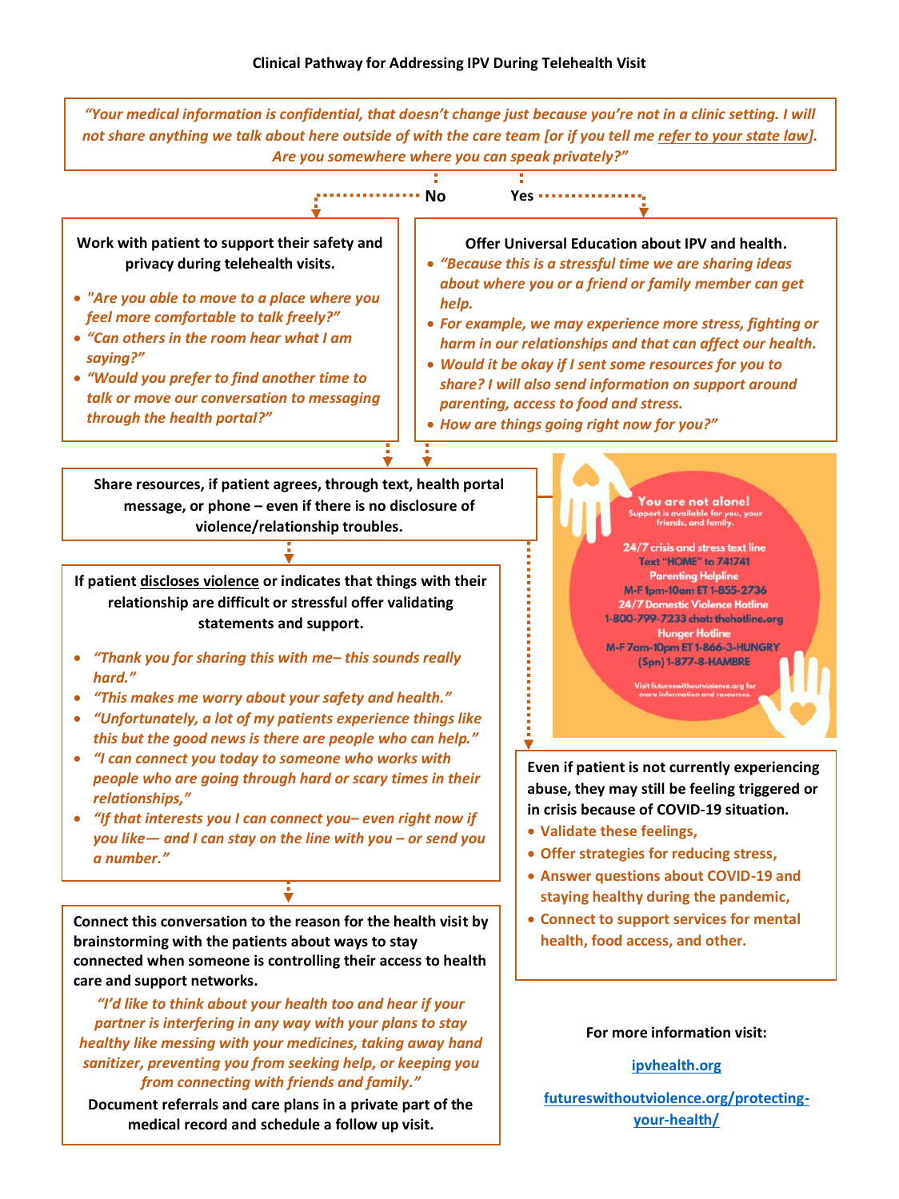# Clinical Pathway for Addressing IPV During Telehealth Visit

*"Your medical information is confidential, that doesn't change just because you're not in a clinic setting. I will not share anything we talk about here outside of with the care team [or if you tell me refer to your state law]. Are you somewhere where you can speak privately?"*

**No**

**Work with patient to support their safety and privacy during telehealth visits.**

- *"Are you able to move to a place where you feel more comfortable to talk freely?"*
- *"Can others in the room hear what I am saying?"*
- *"Would you prefer to find another time to talk or move our conversation to messaging through the health portal?"*

**Yes**

**Offer Universal Education about IPV and health.**

- *"Because this is a stressful time we are sharing ideas about where you or a friend or family member can get help.*
- *For example, we may experience more stress, fighting or harm in our relationships and that can affect our health.*
- *Would it be okay if I sent some resources for you to share? I will also send information on support around parenting, access to food and stress.*
- *How are things going right now for you?"*

**Share resources, if patient agrees, through text, health portal message, or phone – even if there is no disclosure of violence/relationship troubles.**

You are not alone!
Support is available for you, your friends, and family.

24/7 crisis and stress text line
Text "HOME" to 741741
Parenting Helpline
M-F 1pm-10am ET 1-855-2736
24/7 Domestic Violence Hotline
1-800-799-7233 chat: thehotline.org
Hunger Hotline
M-F 7am-10pm ET 1-866-3-HUNGRY
(Spn) 1-877-8-HAMBRE

Visit futureswithoutviolence.org for more information and resources.

**If patient discloses violence or indicates that things with their relationship are difficult or stressful offer validating statements and support.**

- *"Thank you for sharing this with me– this sounds really hard."*
- *"This makes me worry about your safety and health."*
- *"Unfortunately, a lot of my patients experience things like this but the good news is there are people who can help."*
- *"I can connect you today to someone who works with people who are going through hard or scary times in their relationships,"*
- *"If that interests you I can connect you– even right now if you like— and I can stay on the line with you – or send you a number."*

**Even if patient is not currently experiencing abuse, they may still be feeling triggered or in crisis because of COVID-19 situation.**

- Validate these feelings,
- Offer strategies for reducing stress,
- Answer questions about COVID-19 and staying healthy during the pandemic,
- Connect to support services for mental health, food access, and other.

**Connect this conversation to the reason for the health visit by brainstorming with the patients about ways to stay connected when someone is controlling their access to health care and support networks.**

*"I'd like to think about your health too and hear if your partner is interfering in any way with your plans to stay healthy like messing with your medicines, taking away hand sanitizer, preventing you from seeking help, or keeping you from connecting with friends and family."*

**Document referrals and care plans in a private part of the medical record and schedule a follow up visit.**

**For more information visit:**

ipvhealth.org

futureswithoutviolence.org/protecting-your-health/